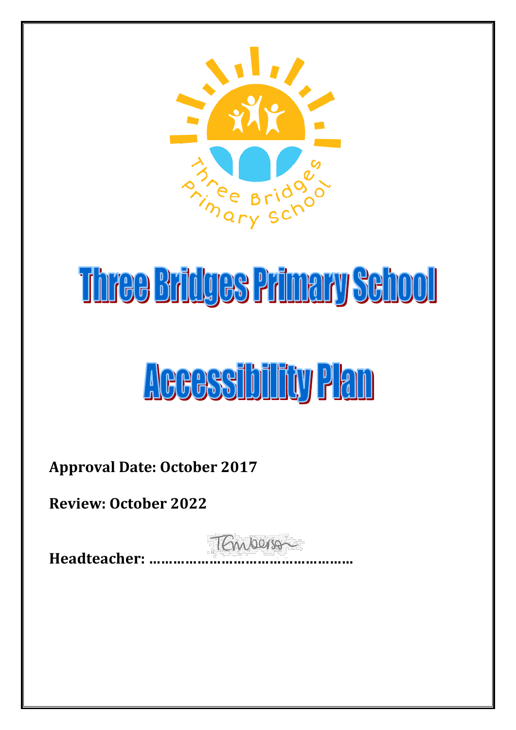# Three Bridges Primary School

# Accessibility Plan

**Approval Date: October 2017**

**Review: October 2022**

**Headteacher: ……………………………………………**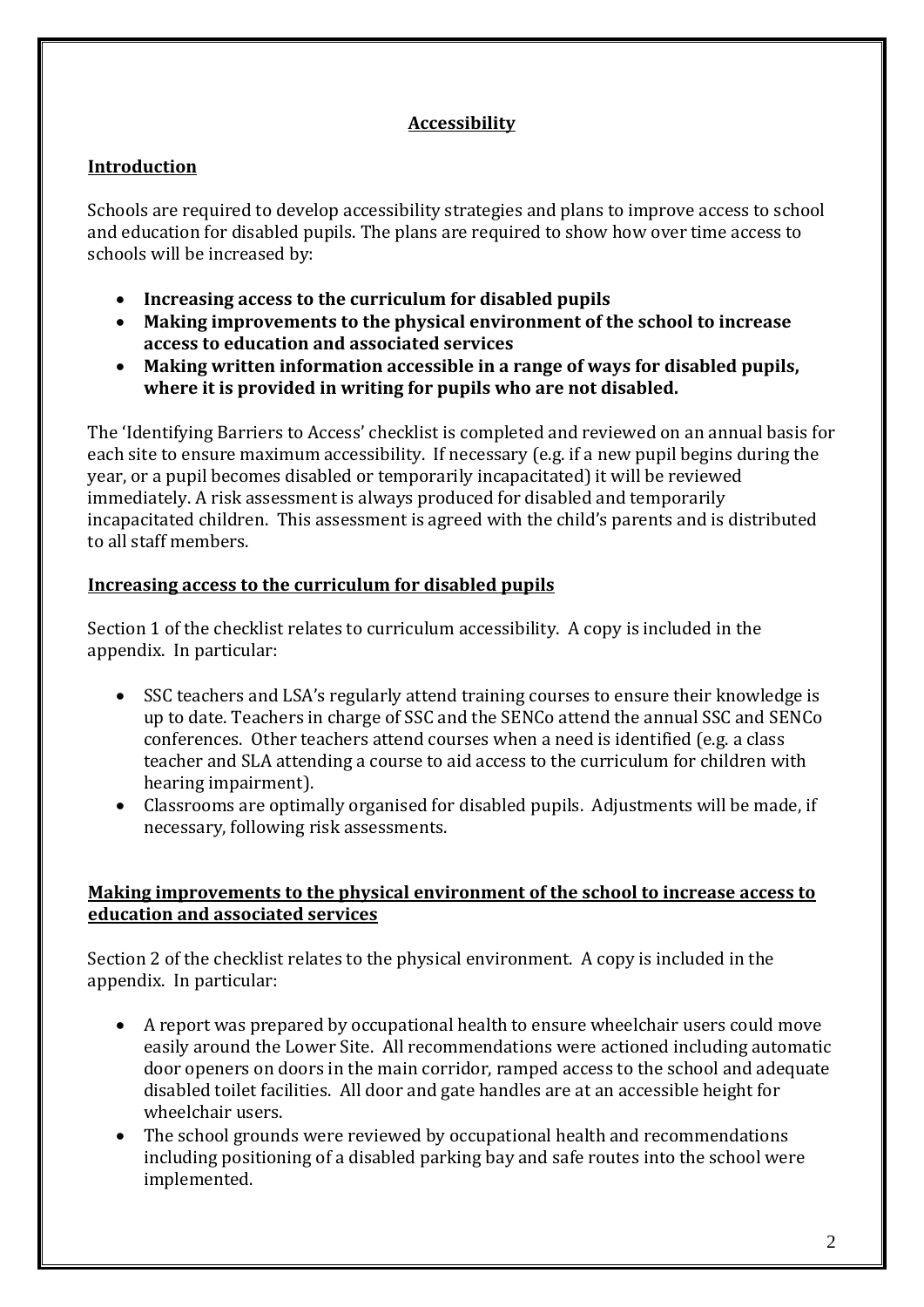# Accessibility

## Introduction

Schools are required to develop accessibility strategies and plans to improve access to school and education for disabled pupils. The plans are required to show how over time access to schools will be increased by:

- **Increasing access to the curriculum for disabled pupils**
- **Making improvements to the physical environment of the school to increase access to education and associated services**
- **Making written information accessible in a range of ways for disabled pupils, where it is provided in writing for pupils who are not disabled.**

The 'Identifying Barriers to Access' checklist is completed and reviewed on an annual basis for each site to ensure maximum accessibility. If necessary (e.g. if a new pupil begins during the year, or a pupil becomes disabled or temporarily incapacitated) it will be reviewed immediately. A risk assessment is always produced for disabled and temporarily incapacitated children. This assessment is agreed with the child's parents and is distributed to all staff members.

## Increasing access to the curriculum for disabled pupils

Section 1 of the checklist relates to curriculum accessibility. A copy is included in the appendix. In particular:

- SSC teachers and LSA's regularly attend training courses to ensure their knowledge is up to date. Teachers in charge of SSC and the SENCo attend the annual SSC and SENCo conferences. Other teachers attend courses when a need is identified (e.g. a class teacher and SLA attending a course to aid access to the curriculum for children with hearing impairment).
- Classrooms are optimally organised for disabled pupils. Adjustments will be made, if necessary, following risk assessments.

## Making improvements to the physical environment of the school to increase access to education and associated services

Section 2 of the checklist relates to the physical environment. A copy is included in the appendix. In particular:

- A report was prepared by occupational health to ensure wheelchair users could move easily around the Lower Site. All recommendations were actioned including automatic door openers on doors in the main corridor, ramped access to the school and adequate disabled toilet facilities. All door and gate handles are at an accessible height for wheelchair users.
- The school grounds were reviewed by occupational health and recommendations including positioning of a disabled parking bay and safe routes into the school were implemented.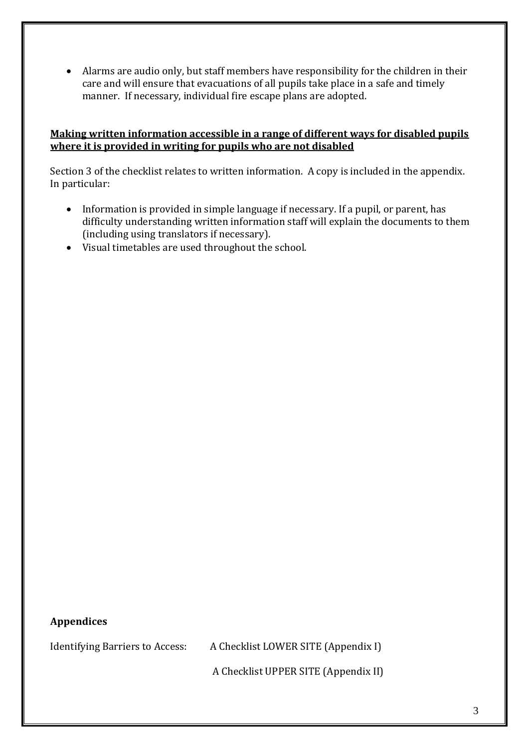- Alarms are audio only, but staff members have responsibility for the children in their care and will ensure that evacuations of all pupils take place in a safe and timely manner. If necessary, individual fire escape plans are adopted.

**Making written information accessible in a range of different ways for disabled pupils where it is provided in writing for pupils who are not disabled**

Section 3 of the checklist relates to written information. A copy is included in the appendix. In particular:

- Information is provided in simple language if necessary. If a pupil, or parent, has difficulty understanding written information staff will explain the documents to them (including using translators if necessary).
- Visual timetables are used throughout the school.

**Appendices**

Identifying Barriers to Access: A Checklist LOWER SITE (Appendix I)

A Checklist UPPER SITE (Appendix II)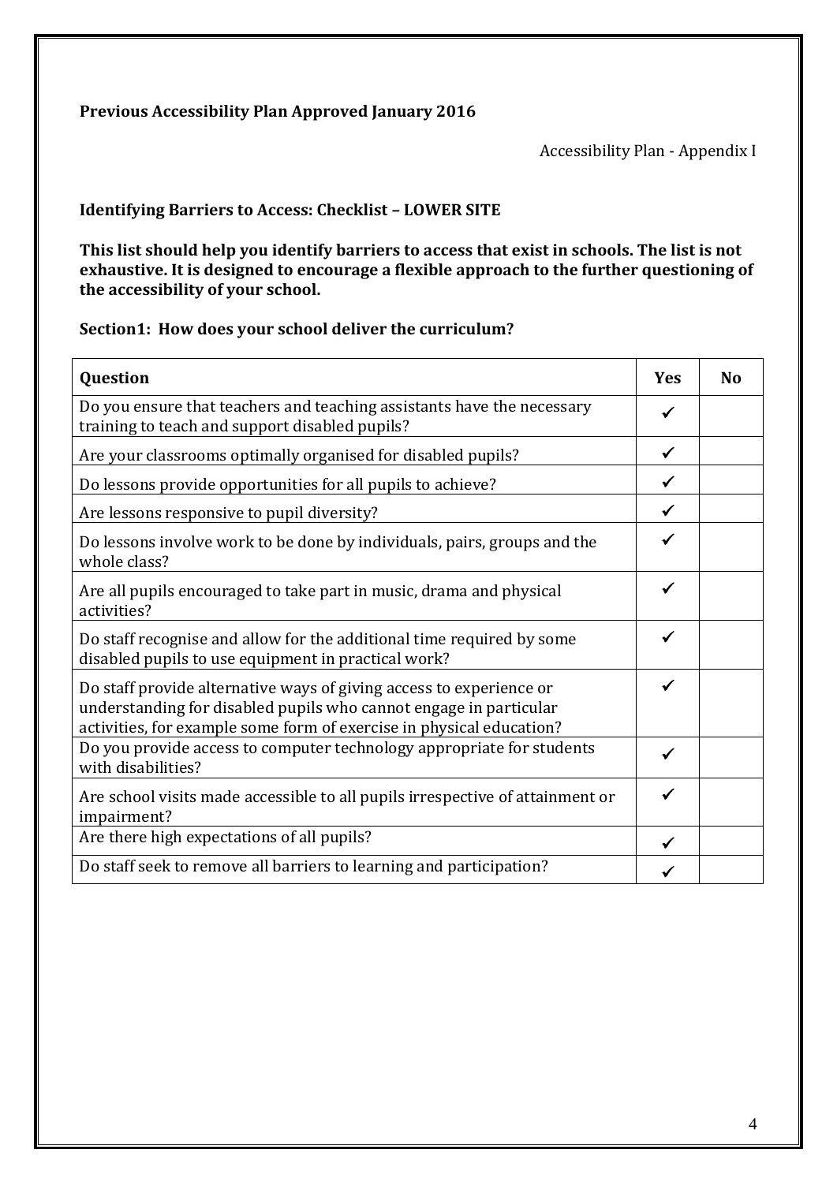**Previous Accessibility Plan Approved January 2016**

Accessibility Plan - Appendix I

**Identifying Barriers to Access: Checklist – LOWER SITE**

**This list should help you identify barriers to access that exist in schools. The list is not exhaustive. It is designed to encourage a flexible approach to the further questioning of the accessibility of your school.**

**Section1: How does your school deliver the curriculum?**

| Question | Yes | No |
| --- | --- | --- |
| Do you ensure that teachers and teaching assistants have the necessary training to teach and support disabled pupils? | ✓ | |
| Are your classrooms optimally organised for disabled pupils? | ✓ | |
| Do lessons provide opportunities for all pupils to achieve? | ✓ | |
| Are lessons responsive to pupil diversity? | ✓ | |
| Do lessons involve work to be done by individuals, pairs, groups and the whole class? | ✓ | |
| Are all pupils encouraged to take part in music, drama and physical activities? | ✓ | |
| Do staff recognise and allow for the additional time required by some disabled pupils to use equipment in practical work? | ✓ | |
| Do staff provide alternative ways of giving access to experience or understanding for disabled pupils who cannot engage in particular activities, for example some form of exercise in physical education? | ✓ | |
| Do you provide access to computer technology appropriate for students with disabilities? | ✓ | |
| Are school visits made accessible to all pupils irrespective of attainment or impairment? | ✓ | |
| Are there high expectations of all pupils? | ✓ | |
| Do staff seek to remove all barriers to learning and participation? | ✓ | |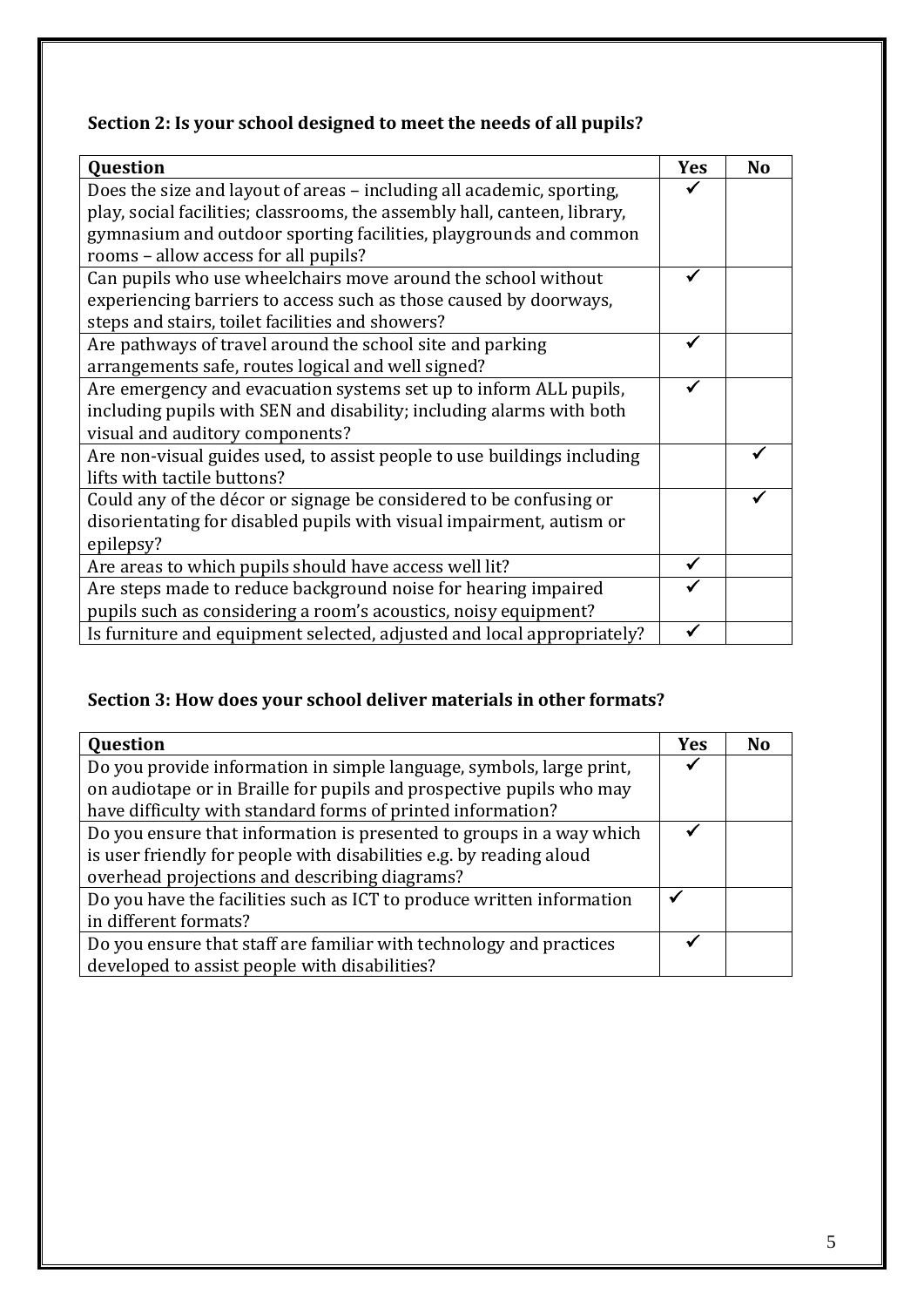### Section 2: Is your school designed to meet the needs of all pupils?

| Question | Yes | No |
| --- | --- | --- |
| Does the size and layout of areas – including all academic, sporting, play, social facilities; classrooms, the assembly hall, canteen, library, gymnasium and outdoor sporting facilities, playgrounds and common rooms – allow access for all pupils? | ✓ | |
| Can pupils who use wheelchairs move around the school without experiencing barriers to access such as those caused by doorways, steps and stairs, toilet facilities and showers? | ✓ | |
| Are pathways of travel around the school site and parking arrangements safe, routes logical and well signed? | ✓ | |
| Are emergency and evacuation systems set up to inform ALL pupils, including pupils with SEN and disability; including alarms with both visual and auditory components? | ✓ | |
| Are non-visual guides used, to assist people to use buildings including lifts with tactile buttons? | | ✓ |
| Could any of the décor or signage be considered to be confusing or disorientating for disabled pupils with visual impairment, autism or epilepsy? | | ✓ |
| Are areas to which pupils should have access well lit? | ✓ | |
| Are steps made to reduce background noise for hearing impaired pupils such as considering a room's acoustics, noisy equipment? | ✓ | |
| Is furniture and equipment selected, adjusted and local appropriately? | ✓ | |

### Section 3: How does your school deliver materials in other formats?

| Question | Yes | No |
| --- | --- | --- |
| Do you provide information in simple language, symbols, large print, on audiotape or in Braille for pupils and prospective pupils who may have difficulty with standard forms of printed information? | ✓ | |
| Do you ensure that information is presented to groups in a way which is user friendly for people with disabilities e.g. by reading aloud overhead projections and describing diagrams? | ✓ | |
| Do you have the facilities such as ICT to produce written information in different formats? | ✓ | |
| Do you ensure that staff are familiar with technology and practices developed to assist people with disabilities? | ✓ | |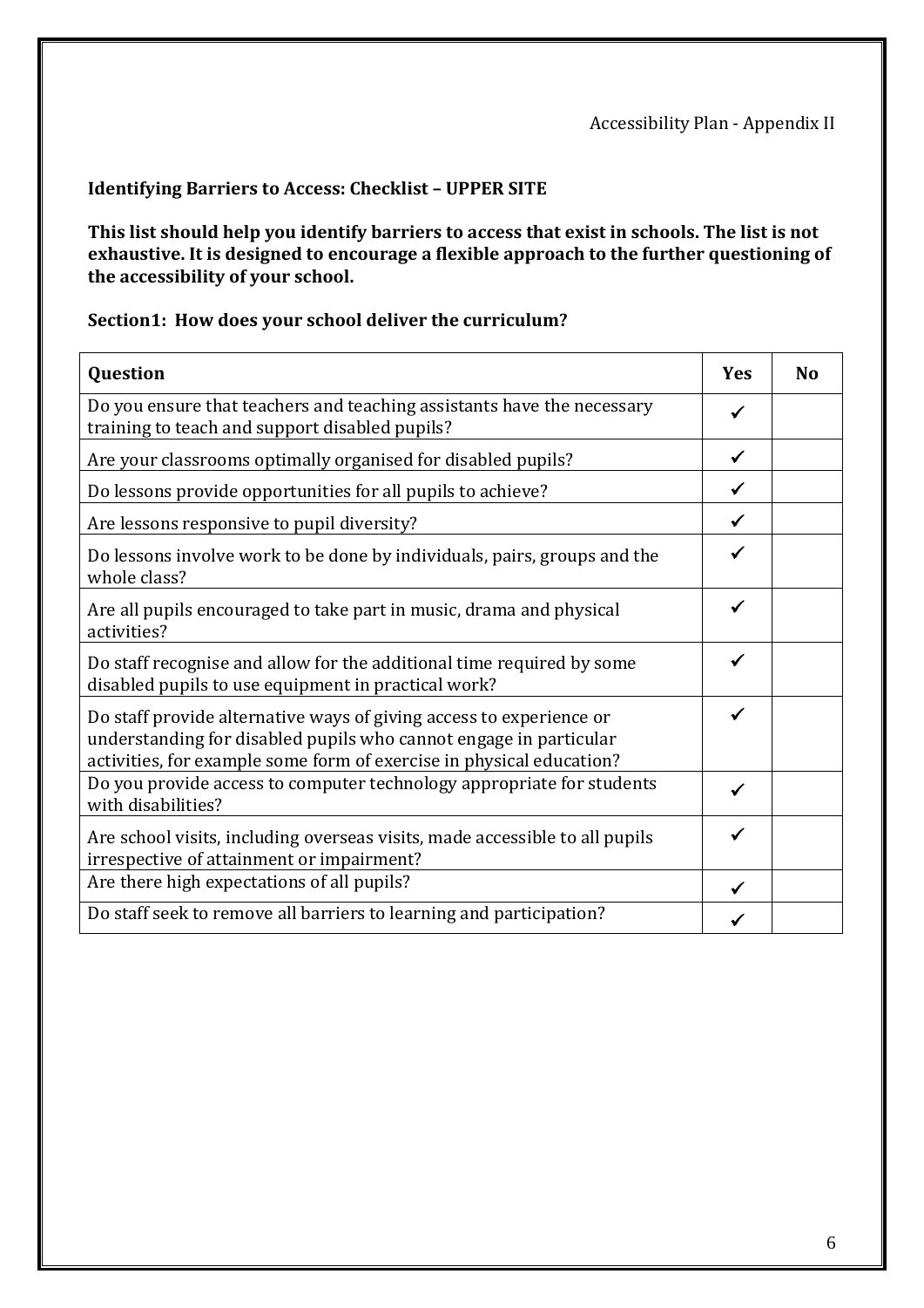Accessibility Plan - Appendix II

**Identifying Barriers to Access: Checklist – UPPER SITE**

**This list should help you identify barriers to access that exist in schools. The list is not exhaustive. It is designed to encourage a flexible approach to the further questioning of the accessibility of your school.**

**Section1: How does your school deliver the curriculum?**

| Question | Yes | No |
|---|---|---|
| Do you ensure that teachers and teaching assistants have the necessary training to teach and support disabled pupils? | ✓ | |
| Are your classrooms optimally organised for disabled pupils? | ✓ | |
| Do lessons provide opportunities for all pupils to achieve? | ✓ | |
| Are lessons responsive to pupil diversity? | ✓ | |
| Do lessons involve work to be done by individuals, pairs, groups and the whole class? | ✓ | |
| Are all pupils encouraged to take part in music, drama and physical activities? | ✓ | |
| Do staff recognise and allow for the additional time required by some disabled pupils to use equipment in practical work? | ✓ | |
| Do staff provide alternative ways of giving access to experience or understanding for disabled pupils who cannot engage in particular activities, for example some form of exercise in physical education? | ✓ | |
| Do you provide access to computer technology appropriate for students with disabilities? | ✓ | |
| Are school visits, including overseas visits, made accessible to all pupils irrespective of attainment or impairment? | ✓ | |
| Are there high expectations of all pupils? | ✓ | |
| Do staff seek to remove all barriers to learning and participation? | ✓ | |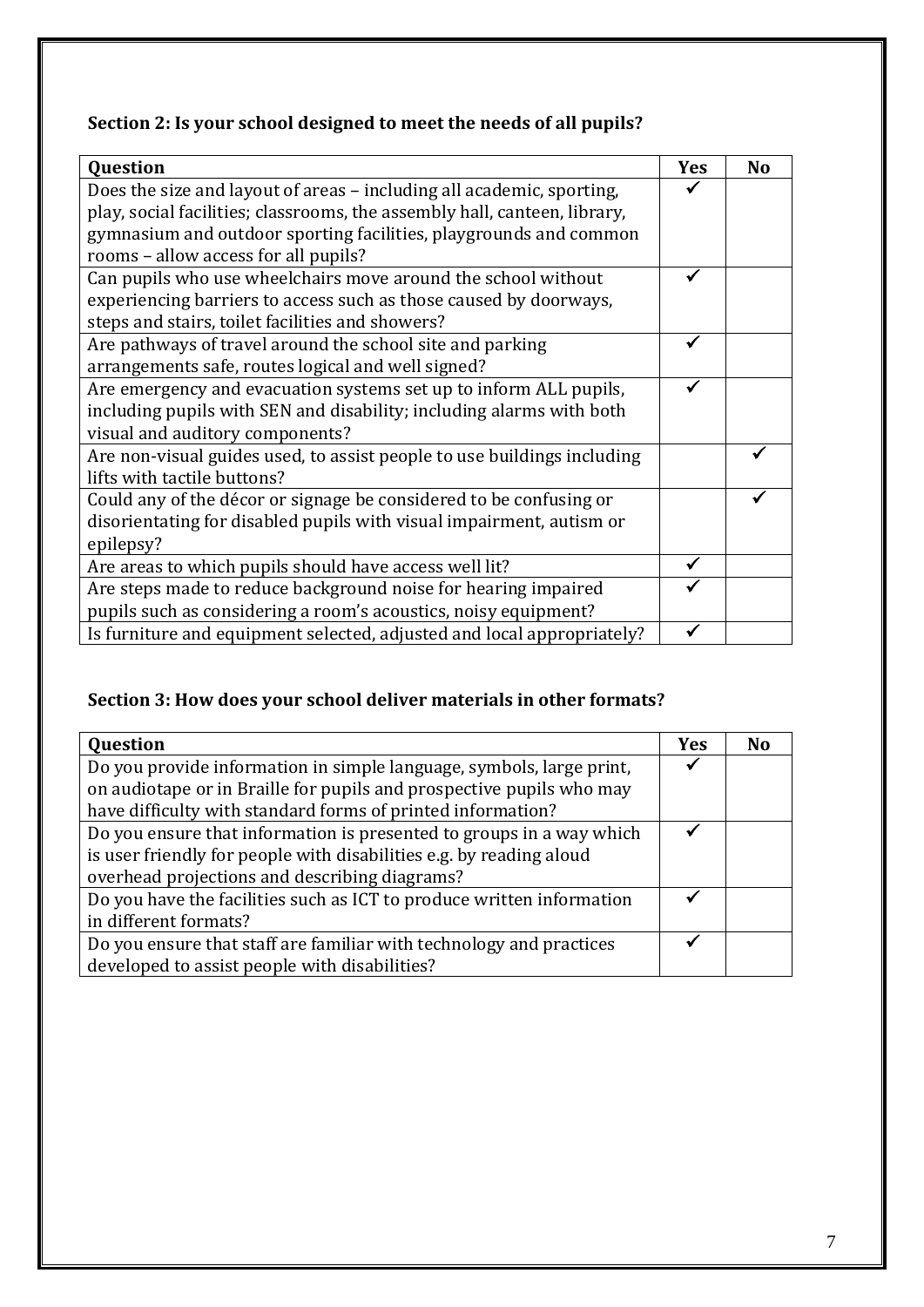**Section 2: Is your school designed to meet the needs of all pupils?**

| Question | Yes | No |
|---|---|---|
| Does the size and layout of areas – including all academic, sporting, play, social facilities; classrooms, the assembly hall, canteen, library, gymnasium and outdoor sporting facilities, playgrounds and common rooms – allow access for all pupils? | ✓ | |
| Can pupils who use wheelchairs move around the school without experiencing barriers to access such as those caused by doorways, steps and stairs, toilet facilities and showers? | ✓ | |
| Are pathways of travel around the school site and parking arrangements safe, routes logical and well signed? | ✓ | |
| Are emergency and evacuation systems set up to inform ALL pupils, including pupils with SEN and disability; including alarms with both visual and auditory components? | ✓ | |
| Are non-visual guides used, to assist people to use buildings including lifts with tactile buttons? | | ✓ |
| Could any of the décor or signage be considered to be confusing or disorientating for disabled pupils with visual impairment, autism or epilepsy? | | ✓ |
| Are areas to which pupils should have access well lit? | ✓ | |
| Are steps made to reduce background noise for hearing impaired pupils such as considering a room's acoustics, noisy equipment? | ✓ | |
| Is furniture and equipment selected, adjusted and local appropriately? | ✓ | |

**Section 3: How does your school deliver materials in other formats?**

| Question | Yes | No |
|---|---|---|
| Do you provide information in simple language, symbols, large print, on audiotape or in Braille for pupils and prospective pupils who may have difficulty with standard forms of printed information? | ✓ | |
| Do you ensure that information is presented to groups in a way which is user friendly for people with disabilities e.g. by reading aloud overhead projections and describing diagrams? | ✓ | |
| Do you have the facilities such as ICT to produce written information in different formats? | ✓ | |
| Do you ensure that staff are familiar with technology and practices developed to assist people with disabilities? | ✓ | |